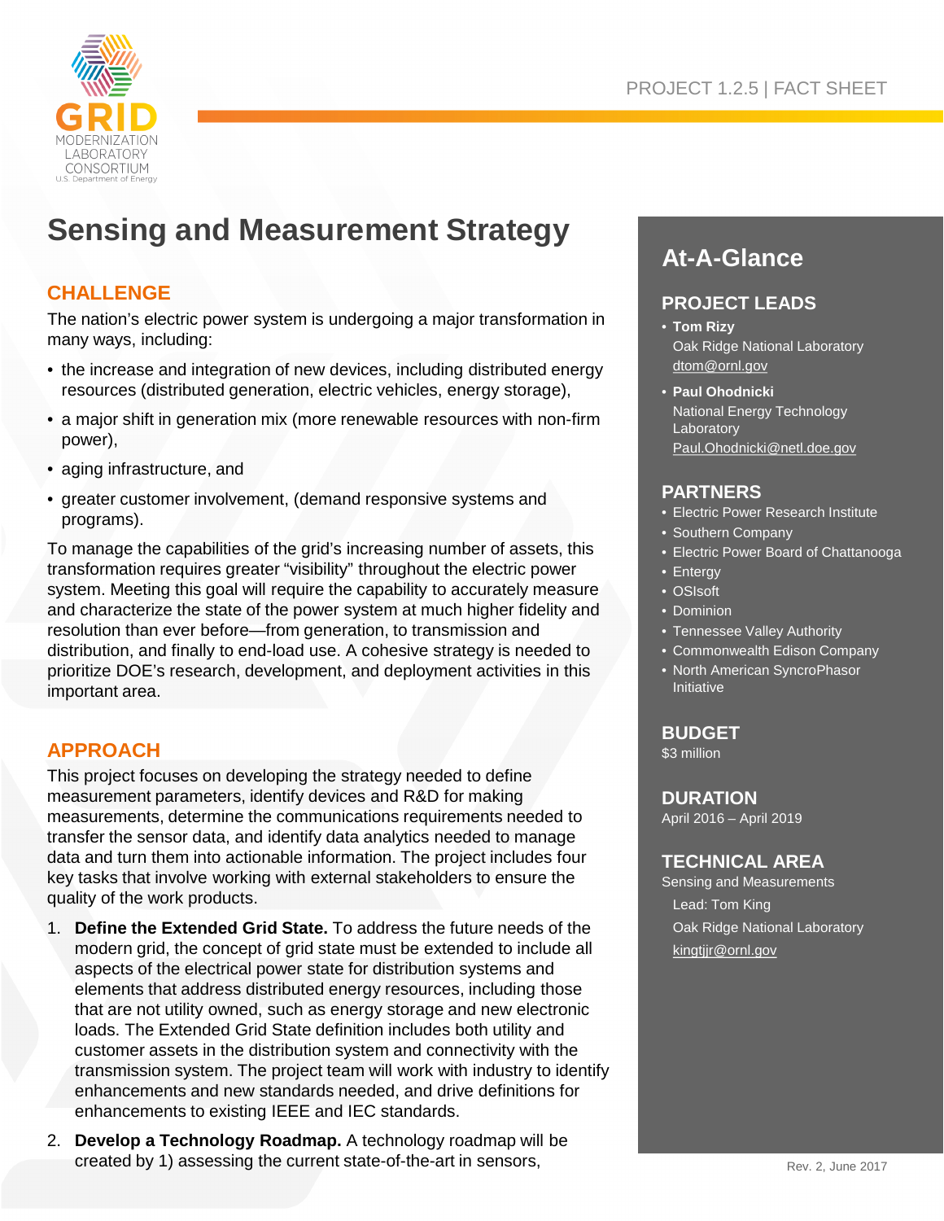# Sensing and Measurement Strategy

## CHALLENGE

The nation's electric power system is undergoing a major transformation in many ways, including:

- the increase and integration of new devices, including distributed energy resources (distributed generation, electric vehicles, energy storage),
- a major shift in generation mix (more renewable resources with non-firm power),
- aging infrastructure, and
- greater customer involvement, (demand responsive systems and programs).

To manage the capabilities of the grid's increasing number of assets, this transformation requires greater "visibility" throughout the electric power system. Meeting this goal will require the capability to accurately measure and characterize the state of the power system at much higher fidelity and resolution than ever before—from generation, to transmission and distribution, and finally to end-load use. A cohesive strategy is needed to prioritize DOE's research, development, and deployment activities in this important area.

## APPROACH

This project focuses on developing the strategy needed to define measurement parameters, identify devices and R&D for making measurements, determine the communications requirements needed to transfer the sensor data, and identify data analytics needed to manage data and turn them into actionable information. The project includes four key tasks that involve working with external stakeholders to ensure the quality of the work products.

1. **Define the Extended Grid State.** To address the future needs of the modern grid, the concept of grid state must be extended to include all aspects of the electrical power state for distribution systems and elements that address distributed energy resources, including those that are not utility owned, such as energy storage and new electronic loads. The Extended Grid State definition includes both utility and customer assets in the distribution system and connectivity with the transmission system. The project team will work with industry to identify enhancements and new standards needed, and drive definitions for enhancements to existing IEEE and IEC standards.
2. **Develop a Technology Roadmap.** A technology roadmap will be created by 1) assessing the current state-of-the-art in sensors,

## At-A-Glance

### PROJECT LEADS

- **Tom Rizy**
  Oak Ridge National Laboratory
  dtom@ornl.gov
- **Paul Ohodnicki**
  National Energy Technology Laboratory
  Paul.Ohodnicki@netl.doe.gov

### PARTNERS

- Electric Power Research Institute
- Southern Company
- Electric Power Board of Chattanooga
- Entergy
- OSIsoft
- Dominion
- Tennessee Valley Authority
- Commonwealth Edison Company
- North American SyncroPhasor Initiative

### BUDGET

$3 million

### DURATION

April 2016 – April 2019

### TECHNICAL AREA

Sensing and Measurements

Lead: Tom King
Oak Ridge National Laboratory
kingtjjr@ornl.gov

Rev. 2, June 2017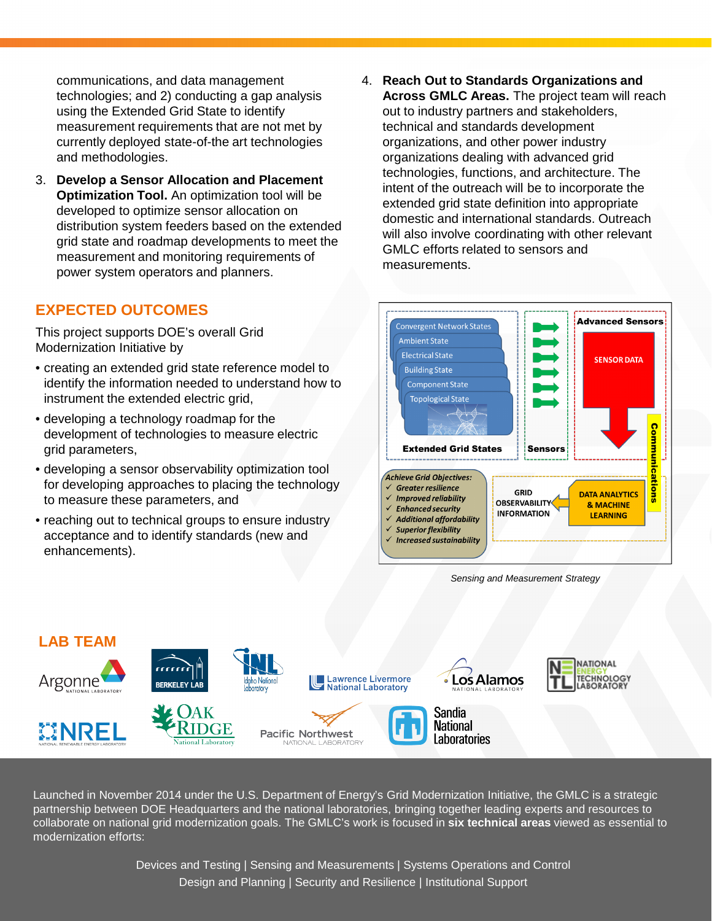communications, and data management technologies; and 2) conducting a gap analysis using the Extended Grid State to identify measurement requirements that are not met by currently deployed state-of-the art technologies and methodologies.

3. **Develop a Sensor Allocation and Placement Optimization Tool.** An optimization tool will be developed to optimize sensor allocation on distribution system feeders based on the extended grid state and roadmap developments to meet the measurement and monitoring requirements of power system operators and planners.

4. **Reach Out to Standards Organizations and Across GMLC Areas.** The project team will reach out to industry partners and stakeholders, technical and standards development organizations, and other power industry organizations dealing with advanced grid technologies, functions, and architecture. The intent of the outreach will be to incorporate the extended grid state definition into appropriate domestic and international standards. Outreach will also involve coordinating with other relevant GMLC efforts related to sensors and measurements.

## EXPECTED OUTCOMES

This project supports DOE's overall Grid Modernization Initiative by

- creating an extended grid state reference model to identify the information needed to understand how to instrument the extended electric grid,
- developing a technology roadmap for the development of technologies to measure electric grid parameters,
- developing a sensor observability optimization tool for developing approaches to placing the technology to measure these parameters, and
- reaching out to technical groups to ensure industry acceptance and to identify standards (new and enhancements).

Convergent Network States
Ambient State
Electrical State
Building State
Component State
Topological State
Extended Grid States
Sensors
Advanced Sensors
SENSOR DATA
Communications
Achieve Grid Objectives:
✓ Greater resilience
✓ Improved reliability
✓ Enhanced security
✓ Additional affordability
✓ Superior flexibility
✓ Increased sustainability
GRID OBSERVABILITY INFORMATION
DATA ANALYTICS & MACHINE LEARNING

*Sensing and Measurement Strategy*

## LAB TEAM

Argonne National Laboratory | Berkeley Lab | Idaho National Laboratory | Lawrence Livermore National Laboratory | Los Alamos National Laboratory | National Energy Technology Laboratory | NREL National Renewable Energy Laboratory | Oak Ridge National Laboratory | Pacific Northwest National Laboratory | Sandia National Laboratories

Launched in November 2014 under the U.S. Department of Energy's Grid Modernization Initiative, the GMLC is a strategic partnership between DOE Headquarters and the national laboratories, bringing together leading experts and resources to collaborate on national grid modernization goals. The GMLC's work is focused in **six technical areas** viewed as essential to modernization efforts:

Devices and Testing | Sensing and Measurements | Systems Operations and Control
Design and Planning | Security and Resilience | Institutional Support